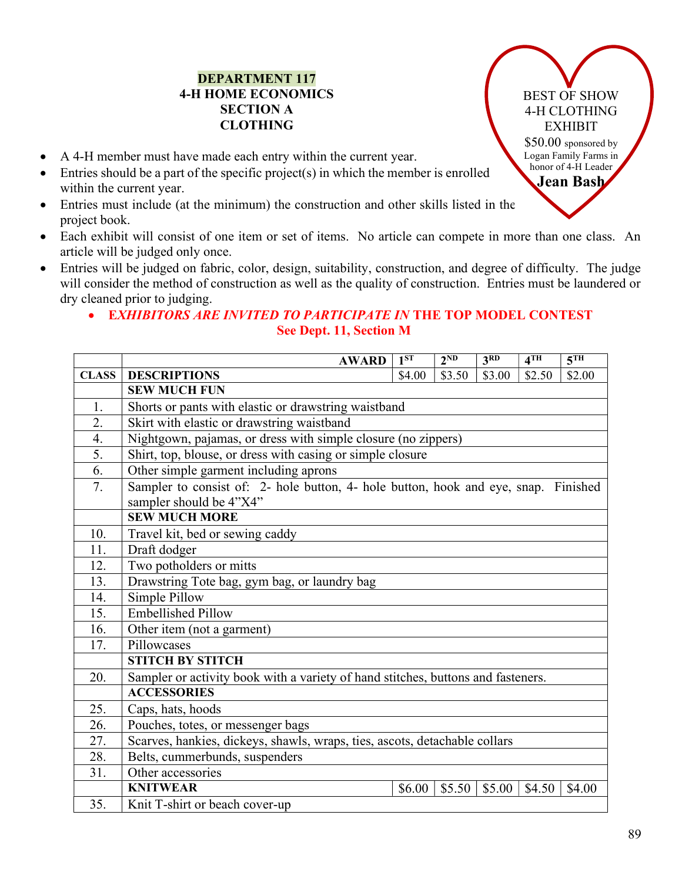# DEPARTMENT 117
## 4-H HOME ECONOMICS
## SECTION A
## CLOTHING

BEST OF SHOW
4-H CLOTHING EXHIBIT
$50.00 sponsored by Logan Family Farms in honor of 4-H Leader
**Jean Bash**

- A 4-H member must have made each entry within the current year.
- Entries should be a part of the specific project(s) in which the member is enrolled within the current year.
- Entries must include (at the minimum) the construction and other skills listed in the project book.
- Each exhibit will consist of one item or set of items. No article can compete in more than one class. An article will be judged only once.
- Entries will be judged on fabric, color, design, suitability, construction, and degree of difficulty. The judge will consider the method of construction as well as the quality of construction. Entries must be laundered or dry cleaned prior to judging.
  - ***EXHIBITORS ARE INVITED TO PARTICIPATE IN* THE TOP MODEL CONTEST**
    **See Dept. 11, Section M**

| | AWARD | 1ST | 2ND | 3RD | 4TH | 5TH |
|---|---|---|---|---|---|---|
| **CLASS** | **DESCRIPTIONS** | $4.00 | $3.50 | $3.00 | $2.50 | $2.00 |
| | **SEW MUCH FUN** | | | | | |
| 1. | Shorts or pants with elastic or drawstring waistband | | | | | |
| 2. | Skirt with elastic or drawstring waistband | | | | | |
| 4. | Nightgown, pajamas, or dress with simple closure (no zippers) | | | | | |
| 5. | Shirt, top, blouse, or dress with casing or simple closure | | | | | |
| 6. | Other simple garment including aprons | | | | | |
| 7. | Sampler to consist of: 2- hole button, 4- hole button, hook and eye, snap. Finished sampler should be 4"X4" | | | | | |
| | **SEW MUCH MORE** | | | | | |
| 10. | Travel kit, bed or sewing caddy | | | | | |
| 11. | Draft dodger | | | | | |
| 12. | Two potholders or mitts | | | | | |
| 13. | Drawstring Tote bag, gym bag, or laundry bag | | | | | |
| 14. | Simple Pillow | | | | | |
| 15. | Embellished Pillow | | | | | |
| 16. | Other item (not a garment) | | | | | |
| 17. | Pillowcases | | | | | |
| | **STITCH BY STITCH** | | | | | |
| 20. | Sampler or activity book with a variety of hand stitches, buttons and fasteners. | | | | | |
| | **ACCESSORIES** | | | | | |
| 25. | Caps, hats, hoods | | | | | |
| 26. | Pouches, totes, or messenger bags | | | | | |
| 27. | Scarves, hankies, dickeys, shawls, wraps, ties, ascots, detachable collars | | | | | |
| 28. | Belts, cummerbunds, suspenders | | | | | |
| 31. | Other accessories | | | | | |
| | **KNITWEAR** | $6.00 | $5.50 | $5.00 | $4.50 | $4.00 |
| 35. | Knit T-shirt or beach cover-up | | | | | |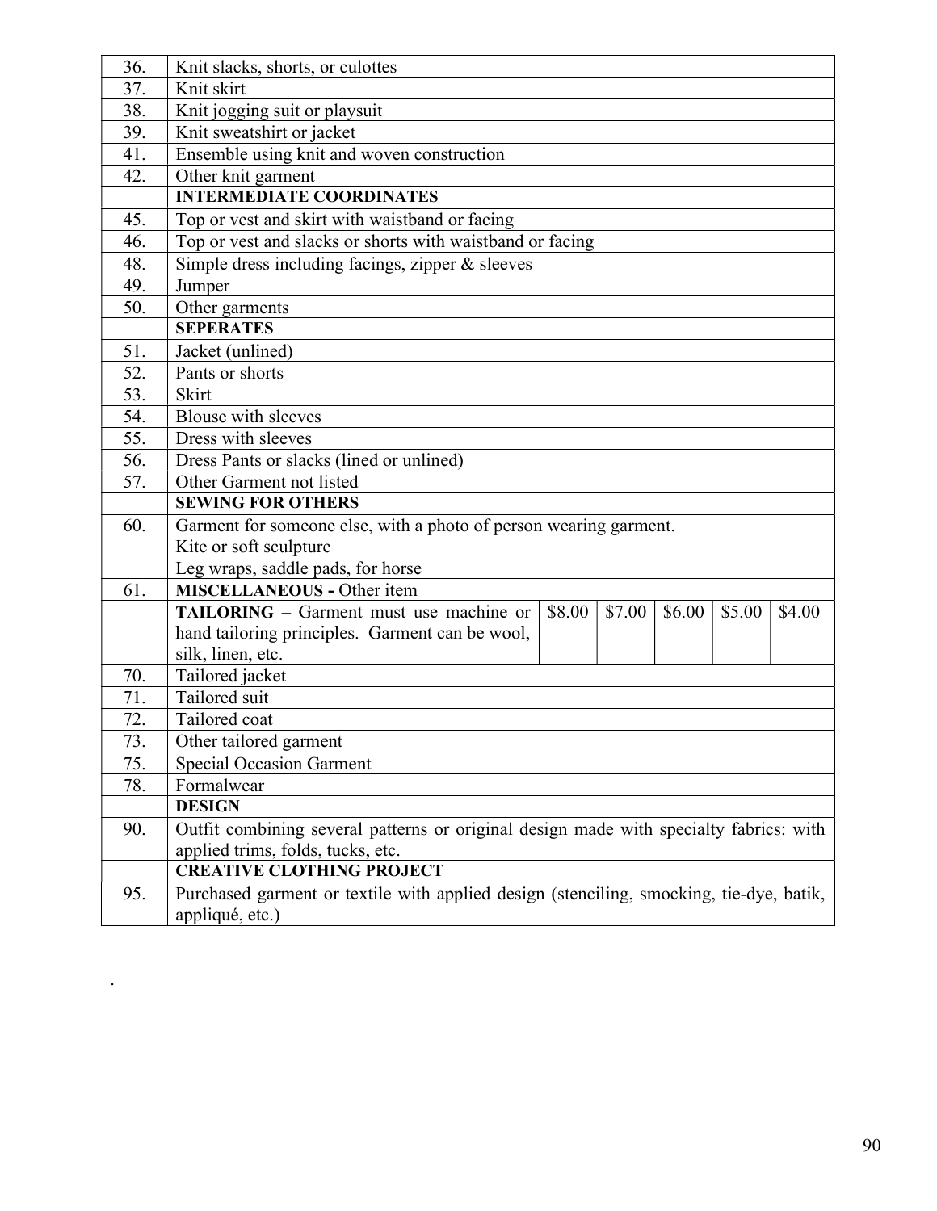| | | | | | | |
|---|---|---|---|---|---|---|
| 36. | Knit slacks, shorts, or culottes | | | | | |
| 37. | Knit skirt | | | | | |
| 38. | Knit jogging suit or playsuit | | | | | |
| 39. | Knit sweatshirt or jacket | | | | | |
| 41. | Ensemble using knit and woven construction | | | | | |
| 42. | Other knit garment | | | | | |
| | **INTERMEDIATE COORDINATES** | | | | | |
| 45. | Top or vest and skirt with waistband or facing | | | | | |
| 46. | Top or vest and slacks or shorts with waistband or facing | | | | | |
| 48. | Simple dress including facings, zipper & sleeves | | | | | |
| 49. | Jumper | | | | | |
| 50. | Other garments | | | | | |
| | **SEPERATES** | | | | | |
| 51. | Jacket (unlined) | | | | | |
| 52. | Pants or shorts | | | | | |
| 53. | Skirt | | | | | |
| 54. | Blouse with sleeves | | | | | |
| 55. | Dress with sleeves | | | | | |
| 56. | Dress Pants or slacks (lined or unlined) | | | | | |
| 57. | Other Garment not listed | | | | | |
| | **SEWING FOR OTHERS** | | | | | |
| 60. | Garment for someone else, with a photo of person wearing garment.<br>Kite or soft sculpture<br>Leg wraps, saddle pads, for horse | | | | | |
| 61. | **MISCELLANEOUS -** Other item | | | | | |
| | **TAILORING** – Garment must use machine or hand tailoring principles. Garment can be wool, silk, linen, etc. | $8.00 | $7.00 | $6.00 | $5.00 | $4.00 |
| 70. | Tailored jacket | | | | | |
| 71. | Tailored suit | | | | | |
| 72. | Tailored coat | | | | | |
| 73. | Other tailored garment | | | | | |
| 75. | Special Occasion Garment | | | | | |
| 78. | Formalwear | | | | | |
| | **DESIGN** | | | | | |
| 90. | Outfit combining several patterns or original design made with specialty fabrics: with applied trims, folds, tucks, etc. | | | | | |
| | **CREATIVE CLOTHING PROJECT** | | | | | |
| 95. | Purchased garment or textile with applied design (stenciling, smocking, tie-dye, batik, appliqué, etc.) | | | | | |

.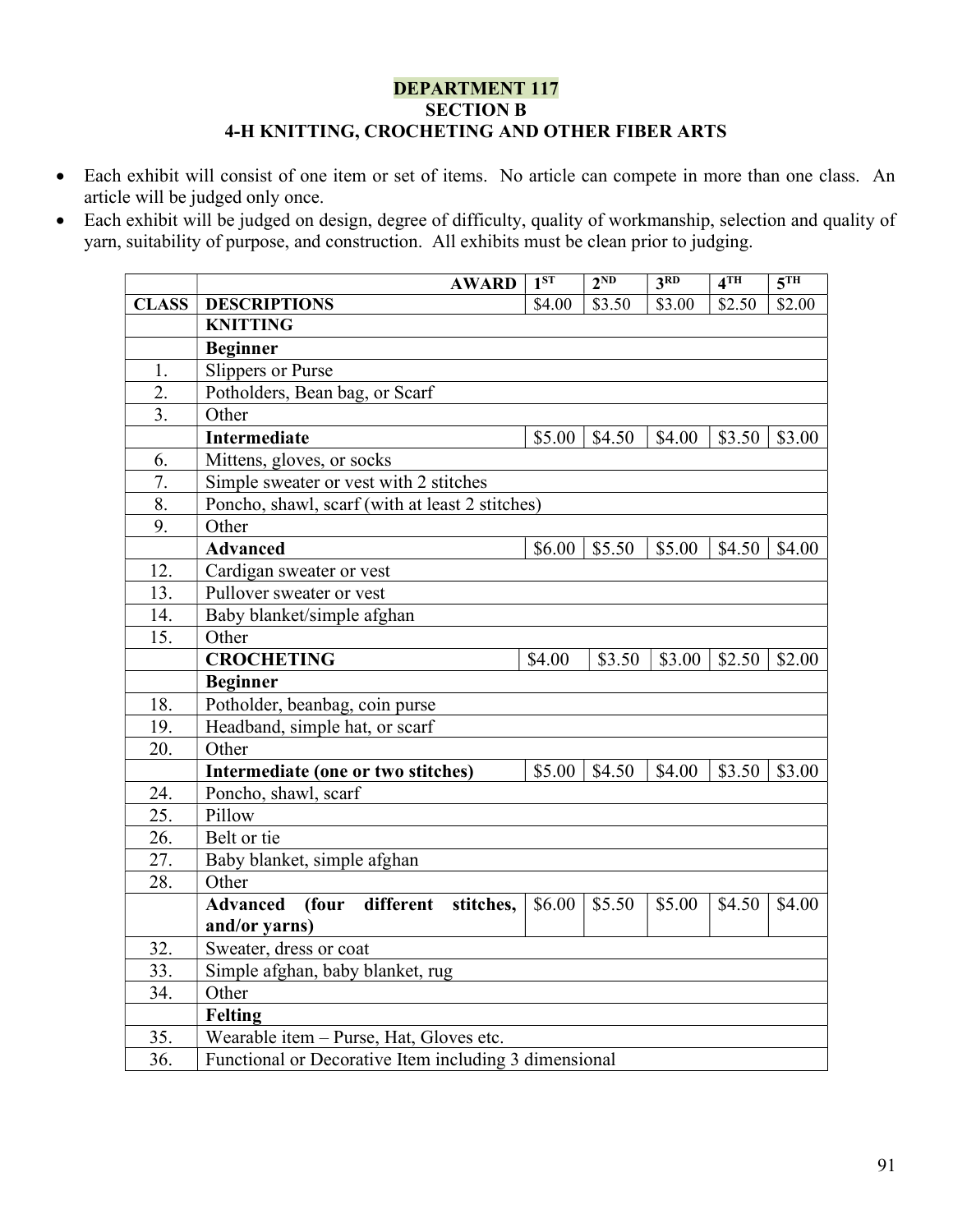# DEPARTMENT 117
## SECTION B
## 4-H KNITTING, CROCHETING AND OTHER FIBER ARTS

- Each exhibit will consist of one item or set of items. No article can compete in more than one class. An article will be judged only once.
- Each exhibit will be judged on design, degree of difficulty, quality of workmanship, selection and quality of yarn, suitability of purpose, and construction. All exhibits must be clean prior to judging.

| | AWARD | 1ST | 2ND | 3RD | 4TH | 5TH |
|---|---|---|---|---|---|---|
| CLASS | DESCRIPTIONS | $4.00 | $3.50 | $3.00 | $2.50 | $2.00 |
| | **KNITTING** | | | | | |
| | **Beginner** | | | | | |
| 1. | Slippers or Purse | | | | | |
| 2. | Potholders, Bean bag, or Scarf | | | | | |
| 3. | Other | | | | | |
| | **Intermediate** | $5.00 | $4.50 | $4.00 | $3.50 | $3.00 |
| 6. | Mittens, gloves, or socks | | | | | |
| 7. | Simple sweater or vest with 2 stitches | | | | | |
| 8. | Poncho, shawl, scarf (with at least 2 stitches) | | | | | |
| 9. | Other | | | | | |
| | **Advanced** | $6.00 | $5.50 | $5.00 | $4.50 | $4.00 |
| 12. | Cardigan sweater or vest | | | | | |
| 13. | Pullover sweater or vest | | | | | |
| 14. | Baby blanket/simple afghan | | | | | |
| 15. | Other | | | | | |
| | **CROCHETING** | $4.00 | $3.50 | $3.00 | $2.50 | $2.00 |
| | **Beginner** | | | | | |
| 18. | Potholder, beanbag, coin purse | | | | | |
| 19. | Headband, simple hat, or scarf | | | | | |
| 20. | Other | | | | | |
| | **Intermediate (one or two stitches)** | $5.00 | $4.50 | $4.00 | $3.50 | $3.00 |
| 24. | Poncho, shawl, scarf | | | | | |
| 25. | Pillow | | | | | |
| 26. | Belt or tie | | | | | |
| 27. | Baby blanket, simple afghan | | | | | |
| 28. | Other | | | | | |
| | **Advanced (four different stitches, and/or yarns)** | $6.00 | $5.50 | $5.00 | $4.50 | $4.00 |
| 32. | Sweater, dress or coat | | | | | |
| 33. | Simple afghan, baby blanket, rug | | | | | |
| 34. | Other | | | | | |
| | **Felting** | | | | | |
| 35. | Wearable item – Purse, Hat, Gloves etc. | | | | | |
| 36. | Functional or Decorative Item including 3 dimensional | | | | | |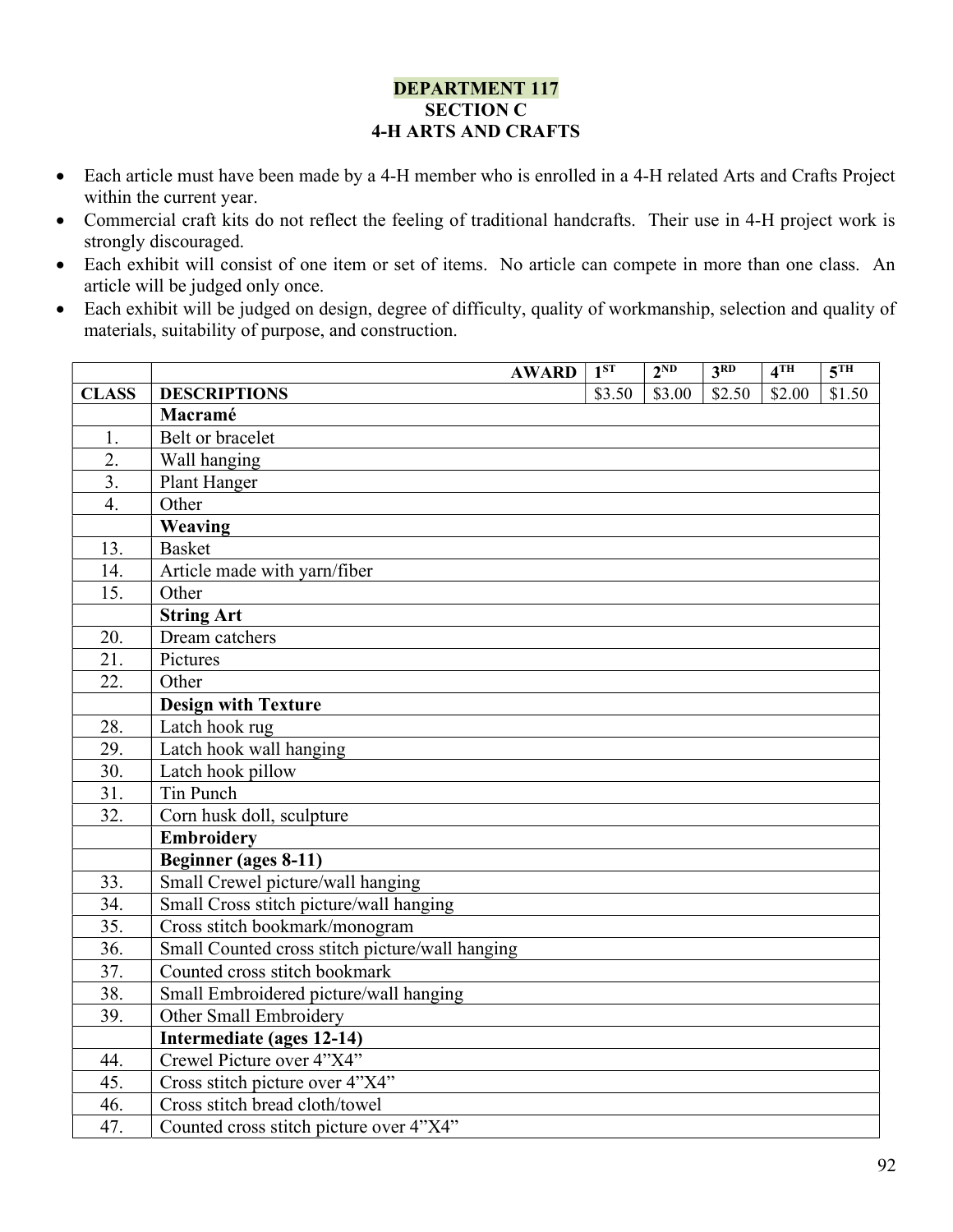# DEPARTMENT 117
## SECTION C
## 4-H ARTS AND CRAFTS

- Each article must have been made by a 4-H member who is enrolled in a 4-H related Arts and Crafts Project within the current year.
- Commercial craft kits do not reflect the feeling of traditional handcrafts. Their use in 4-H project work is strongly discouraged.
- Each exhibit will consist of one item or set of items. No article can compete in more than one class. An article will be judged only once.
- Each exhibit will be judged on design, degree of difficulty, quality of workmanship, selection and quality of materials, suitability of purpose, and construction.

| | AWARD | 1ST | 2ND | 3RD | 4TH | 5TH |
|---|---|---|---|---|---|---|
| CLASS | DESCRIPTIONS | $3.50 | $3.00 | $2.50 | $2.00 | $1.50 |
| | **Macramé** | | | | | |
| 1. | Belt or bracelet | | | | | |
| 2. | Wall hanging | | | | | |
| 3. | Plant Hanger | | | | | |
| 4. | Other | | | | | |
| | **Weaving** | | | | | |
| 13. | Basket | | | | | |
| 14. | Article made with yarn/fiber | | | | | |
| 15. | Other | | | | | |
| | **String Art** | | | | | |
| 20. | Dream catchers | | | | | |
| 21. | Pictures | | | | | |
| 22. | Other | | | | | |
| | **Design with Texture** | | | | | |
| 28. | Latch hook rug | | | | | |
| 29. | Latch hook wall hanging | | | | | |
| 30. | Latch hook pillow | | | | | |
| 31. | Tin Punch | | | | | |
| 32. | Corn husk doll, sculpture | | | | | |
| | **Embroidery** | | | | | |
| | **Beginner (ages 8-11)** | | | | | |
| 33. | Small Crewel picture/wall hanging | | | | | |
| 34. | Small Cross stitch picture/wall hanging | | | | | |
| 35. | Cross stitch bookmark/monogram | | | | | |
| 36. | Small Counted cross stitch picture/wall hanging | | | | | |
| 37. | Counted cross stitch bookmark | | | | | |
| 38. | Small Embroidered picture/wall hanging | | | | | |
| 39. | Other Small Embroidery | | | | | |
| | **Intermediate (ages 12-14)** | | | | | |
| 44. | Crewel Picture over 4”X4” | | | | | |
| 45. | Cross stitch picture over 4”X4” | | | | | |
| 46. | Cross stitch bread cloth/towel | | | | | |
| 47. | Counted cross stitch picture over 4”X4” | | | | | |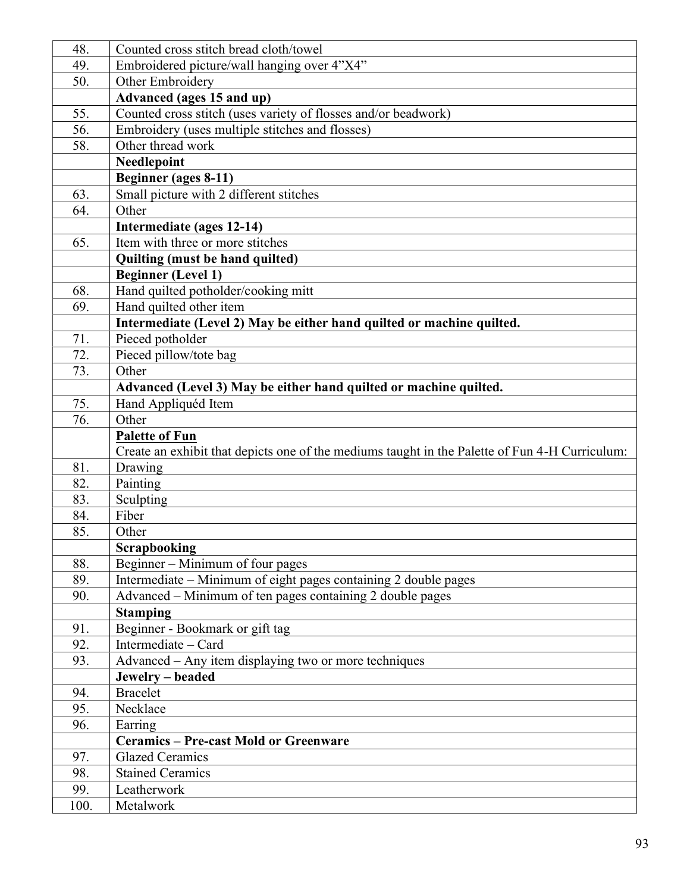| | |
|---|---|
| 48. | Counted cross stitch bread cloth/towel |
| 49. | Embroidered picture/wall hanging over 4”X4” |
| 50. | Other Embroidery |
| | **Advanced (ages 15 and up)** |
| 55. | Counted cross stitch (uses variety of flosses and/or beadwork) |
| 56. | Embroidery (uses multiple stitches and flosses) |
| 58. | Other thread work |
| | **Needlepoint** |
| | **Beginner (ages 8-11)** |
| 63. | Small picture with 2 different stitches |
| 64. | Other |
| | **Intermediate (ages 12-14)** |
| 65. | Item with three or more stitches |
| | **Quilting (must be hand quilted)** |
| | **Beginner (Level 1)** |
| 68. | Hand quilted potholder/cooking mitt |
| 69. | Hand quilted other item |
| | **Intermediate (Level 2) May be either hand quilted or machine quilted.** |
| 71. | Pieced potholder |
| 72. | Pieced pillow/tote bag |
| 73. | Other |
| | **Advanced (Level 3) May be either hand quilted or machine quilted.** |
| 75. | Hand Appliquéd Item |
| 76. | Other |
| | **Palette of Fun** Create an exhibit that depicts one of the mediums taught in the Palette of Fun 4-H Curriculum: |
| 81. | Drawing |
| 82. | Painting |
| 83. | Sculpting |
| 84. | Fiber |
| 85. | Other |
| | **Scrapbooking** |
| 88. | Beginner – Minimum of four pages |
| 89. | Intermediate – Minimum of eight pages containing 2 double pages |
| 90. | Advanced – Minimum of ten pages containing 2 double pages |
| | **Stamping** |
| 91. | Beginner - Bookmark or gift tag |
| 92. | Intermediate – Card |
| 93. | Advanced – Any item displaying two or more techniques |
| | **Jewelry – beaded** |
| 94. | Bracelet |
| 95. | Necklace |
| 96. | Earring |
| | **Ceramics – Pre-cast Mold or Greenware** |
| 97. | Glazed Ceramics |
| 98. | Stained Ceramics |
| 99. | Leatherwork |
| 100. | Metalwork |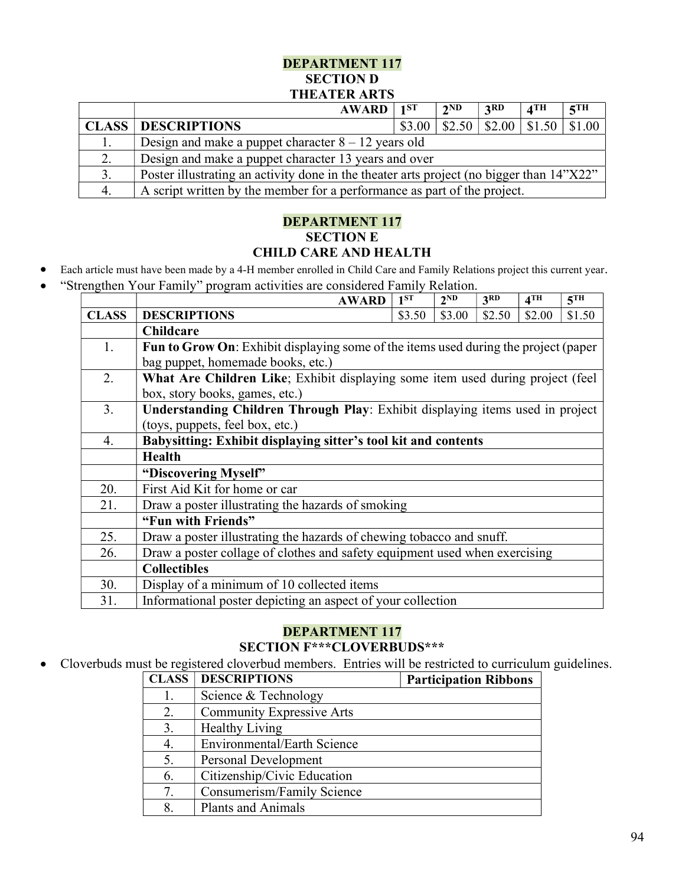**DEPARTMENT 117**
**SECTION D**
**THEATER ARTS**

| | AWARD | 1ST | 2ND | 3RD | 4TH | 5TH |
|---|---|---|---|---|---|---|
| **CLASS** | **DESCRIPTIONS** | $3.00 | $2.50 | $2.00 | $1.50 | $1.00 |
| 1. | Design and make a puppet character 8 – 12 years old | | | | | |
| 2. | Design and make a puppet character 13 years and over | | | | | |
| 3. | Poster illustrating an activity done in the theater arts project (no bigger than 14"X22" | | | | | |
| 4. | A script written by the member for a performance as part of the project. | | | | | |

**DEPARTMENT 117**
**SECTION E**
**CHILD CARE AND HEALTH**

- Each article must have been made by a 4-H member enrolled in Child Care and Family Relations project this current year.
- "Strengthen Your Family" program activities are considered Family Relation.

| | AWARD | 1ST | 2ND | 3RD | 4TH | 5TH |
|---|---|---|---|---|---|---|
| **CLASS** | **DESCRIPTIONS** | $3.50 | $3.00 | $2.50 | $2.00 | $1.50 |
| | **Childcare** | | | | | |
| 1. | **Fun to Grow On**: Exhibit displaying some of the items used during the project (paper bag puppet, homemade books, etc.) | | | | | |
| 2. | **What Are Children Like**; Exhibit displaying some item used during project (feel box, story books, games, etc.) | | | | | |
| 3. | **Understanding Children Through Play**: Exhibit displaying items used in project (toys, puppets, feel box, etc.) | | | | | |
| 4. | **Babysitting: Exhibit displaying sitter's tool kit and contents** | | | | | |
| | **Health** | | | | | |
| | **"Discovering Myself"** | | | | | |
| 20. | First Aid Kit for home or car | | | | | |
| 21. | Draw a poster illustrating the hazards of smoking | | | | | |
| | **"Fun with Friends"** | | | | | |
| 25. | Draw a poster illustrating the hazards of chewing tobacco and snuff. | | | | | |
| 26. | Draw a poster collage of clothes and safety equipment used when exercising | | | | | |
| | **Collectibles** | | | | | |
| 30. | Display of a minimum of 10 collected items | | | | | |
| 31. | Informational poster depicting an aspect of your collection | | | | | |

**DEPARTMENT 117**
**SECTION F***CLOVERBUDS*****

- Cloverbuds must be registered cloverbud members. Entries will be restricted to curriculum guidelines.

| CLASS | DESCRIPTIONS | Participation Ribbons |
|---|---|---|
| 1. | Science & Technology | |
| 2. | Community Expressive Arts | |
| 3. | Healthy Living | |
| 4. | Environmental/Earth Science | |
| 5. | Personal Development | |
| 6. | Citizenship/Civic Education | |
| 7. | Consumerism/Family Science | |
| 8. | Plants and Animals | |